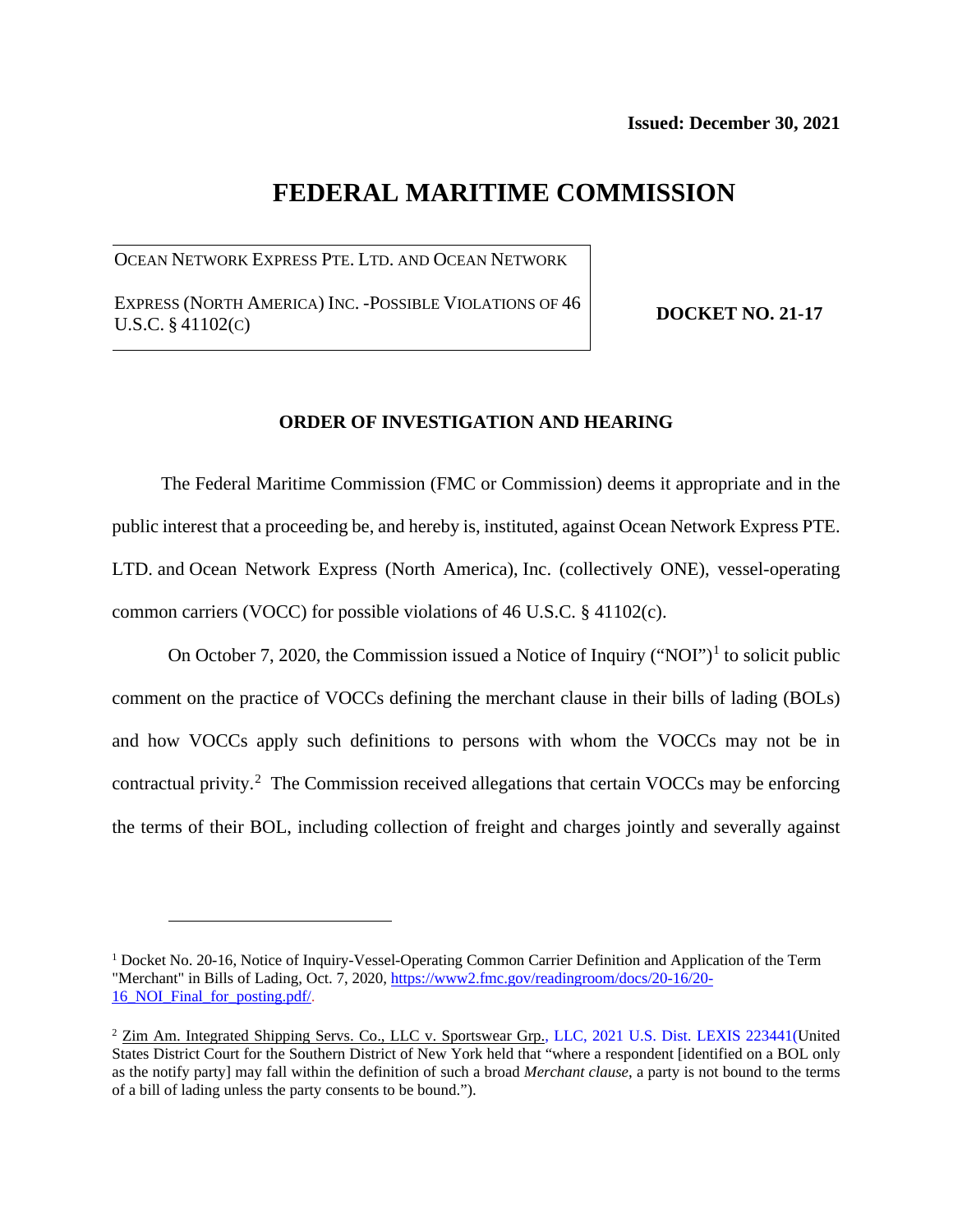**Issued: December 30, 2021**

# FEDERAL MARITIME COMMISSION

| OCEAN NETWORK EXPRESS PTE. LTD. AND OCEAN NETWORK EXPRESS (NORTH AMERICA) INC. -POSSIBLE VIOLATIONS OF 46 U.S.C. § 41102(C) | **DOCKET NO. 21-17** |
|---|---|

**ORDER OF INVESTIGATION AND HEARING**

The Federal Maritime Commission (FMC or Commission) deems it appropriate and in the public interest that a proceeding be, and hereby is, instituted, against Ocean Network Express PTE. LTD. and Ocean Network Express (North America), Inc. (collectively ONE), vessel-operating common carriers (VOCC) for possible violations of 46 U.S.C. § 41102(c).

On October 7, 2020, the Commission issued a Notice of Inquiry ("NOI")[1] to solicit public comment on the practice of VOCCs defining the merchant clause in their bills of lading (BOLs) and how VOCCs apply such definitions to persons with whom the VOCCs may not be in contractual privity.[2] The Commission received allegations that certain VOCCs may be enforcing the terms of their BOL, including collection of freight and charges jointly and severally against

---

[1] Docket No. 20-16, Notice of Inquiry-Vessel-Operating Common Carrier Definition and Application of the Term "Merchant" in Bills of Lading, Oct. 7, 2020, https://www2.fmc.gov/readingroom/docs/20-16/20-16_NOI_Final_for_posting.pdf/.

[2] Zim Am. Integrated Shipping Servs. Co., LLC v. Sportswear Grp., LLC, 2021 U.S. Dist. LEXIS 223441(United States District Court for the Southern District of New York held that "where a respondent [identified on a BOL only as the notify party] may fall within the definition of such a broad *Merchant clause*, a party is not bound to the terms of a bill of lading unless the party consents to be bound.").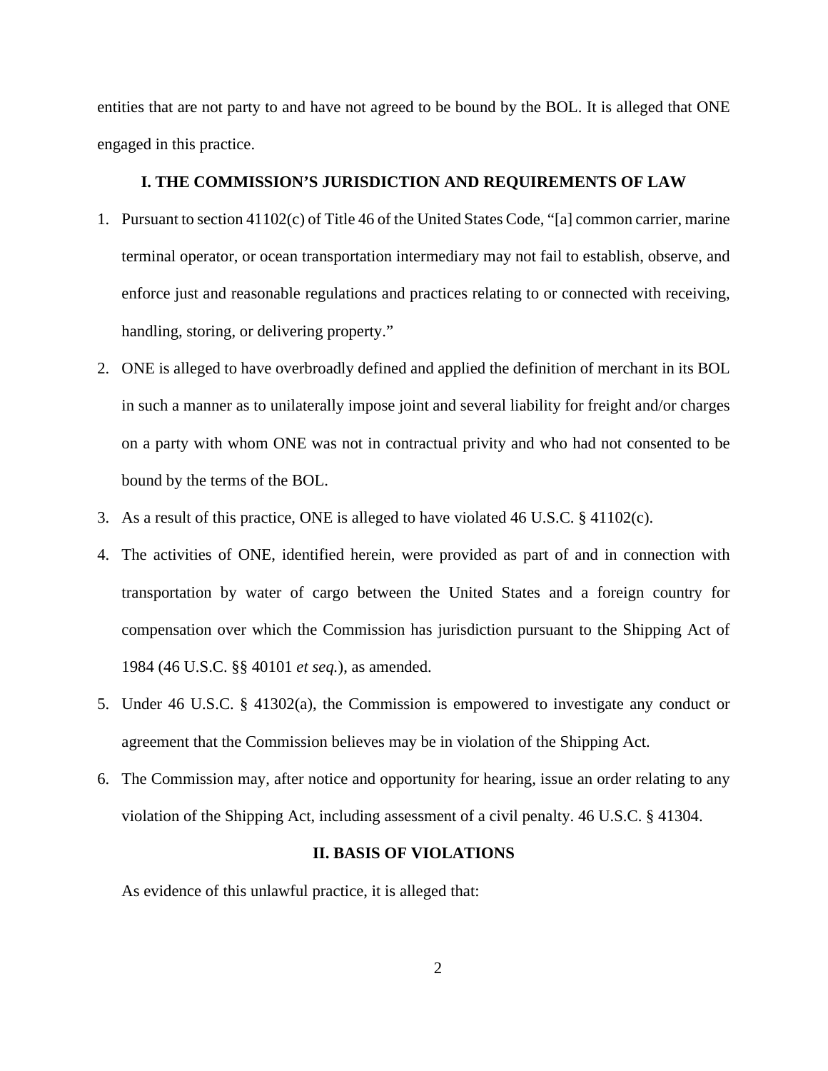entities that are not party to and have not agreed to be bound by the BOL. It is alleged that ONE engaged in this practice.

## I. THE COMMISSION'S JURISDICTION AND REQUIREMENTS OF LAW

1. Pursuant to section 41102(c) of Title 46 of the United States Code, "[a] common carrier, marine terminal operator, or ocean transportation intermediary may not fail to establish, observe, and enforce just and reasonable regulations and practices relating to or connected with receiving, handling, storing, or delivering property."
2. ONE is alleged to have overbroadly defined and applied the definition of merchant in its BOL in such a manner as to unilaterally impose joint and several liability for freight and/or charges on a party with whom ONE was not in contractual privity and who had not consented to be bound by the terms of the BOL.
3. As a result of this practice, ONE is alleged to have violated 46 U.S.C. § 41102(c).
4. The activities of ONE, identified herein, were provided as part of and in connection with transportation by water of cargo between the United States and a foreign country for compensation over which the Commission has jurisdiction pursuant to the Shipping Act of 1984 (46 U.S.C. §§ 40101 *et seq.*), as amended.
5. Under 46 U.S.C. § 41302(a), the Commission is empowered to investigate any conduct or agreement that the Commission believes may be in violation of the Shipping Act.
6. The Commission may, after notice and opportunity for hearing, issue an order relating to any violation of the Shipping Act, including assessment of a civil penalty. 46 U.S.C. § 41304.

## II. BASIS OF VIOLATIONS

As evidence of this unlawful practice, it is alleged that: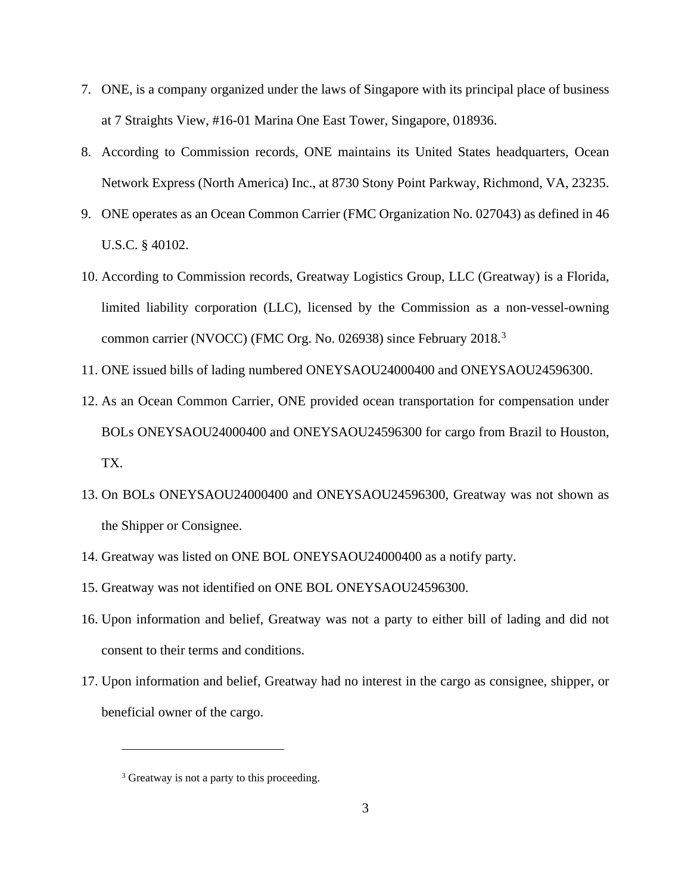7. ONE, is a company organized under the laws of Singapore with its principal place of business at 7 Straights View, #16-01 Marina One East Tower, Singapore, 018936.
8. According to Commission records, ONE maintains its United States headquarters, Ocean Network Express (North America) Inc., at 8730 Stony Point Parkway, Richmond, VA, 23235.
9. ONE operates as an Ocean Common Carrier (FMC Organization No. 027043) as defined in 46 U.S.C. § 40102.
10. According to Commission records, Greatway Logistics Group, LLC (Greatway) is a Florida, limited liability corporation (LLC), licensed by the Commission as a non-vessel-owning common carrier (NVOCC) (FMC Org. No. 026938) since February 2018.[3]
11. ONE issued bills of lading numbered ONEYSAOU24000400 and ONEYSAOU24596300.
12. As an Ocean Common Carrier, ONE provided ocean transportation for compensation under BOLs ONEYSAOU24000400 and ONEYSAOU24596300 for cargo from Brazil to Houston, TX.
13. On BOLs ONEYSAOU24000400 and ONEYSAOU24596300, Greatway was not shown as the Shipper or Consignee.
14. Greatway was listed on ONE BOL ONEYSAOU24000400 as a notify party.
15. Greatway was not identified on ONE BOL ONEYSAOU24596300.
16. Upon information and belief, Greatway was not a party to either bill of lading and did not consent to their terms and conditions.
17. Upon information and belief, Greatway had no interest in the cargo as consignee, shipper, or beneficial owner of the cargo.

---

[3] Greatway is not a party to this proceeding.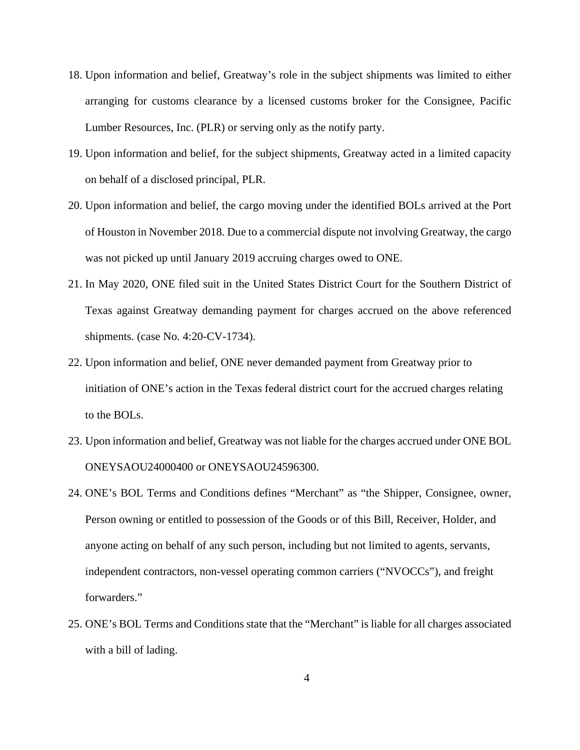18. Upon information and belief, Greatway's role in the subject shipments was limited to either arranging for customs clearance by a licensed customs broker for the Consignee, Pacific Lumber Resources, Inc. (PLR) or serving only as the notify party.

19. Upon information and belief, for the subject shipments, Greatway acted in a limited capacity on behalf of a disclosed principal, PLR.

20. Upon information and belief, the cargo moving under the identified BOLs arrived at the Port of Houston in November 2018. Due to a commercial dispute not involving Greatway, the cargo was not picked up until January 2019 accruing charges owed to ONE.

21. In May 2020, ONE filed suit in the United States District Court for the Southern District of Texas against Greatway demanding payment for charges accrued on the above referenced shipments. (case No. 4:20-CV-1734).

22. Upon information and belief, ONE never demanded payment from Greatway prior to initiation of ONE's action in the Texas federal district court for the accrued charges relating to the BOLs.

23. Upon information and belief, Greatway was not liable for the charges accrued under ONE BOL ONEYSAOU24000400 or ONEYSAOU24596300.

24. ONE's BOL Terms and Conditions defines "Merchant" as "the Shipper, Consignee, owner, Person owning or entitled to possession of the Goods or of this Bill, Receiver, Holder, and anyone acting on behalf of any such person, including but not limited to agents, servants, independent contractors, non-vessel operating common carriers ("NVOCCs"), and freight forwarders."

25. ONE's BOL Terms and Conditions state that the "Merchant" is liable for all charges associated with a bill of lading.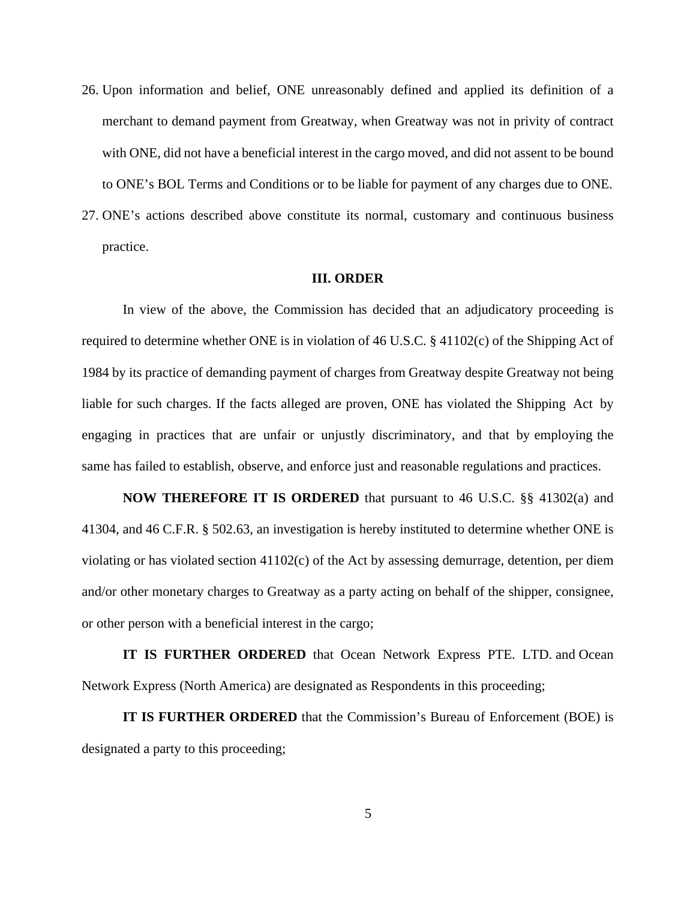26. Upon information and belief, ONE unreasonably defined and applied its definition of a merchant to demand payment from Greatway, when Greatway was not in privity of contract with ONE, did not have a beneficial interest in the cargo moved, and did not assent to be bound to ONE's BOL Terms and Conditions or to be liable for payment of any charges due to ONE.
27. ONE's actions described above constitute its normal, customary and continuous business practice.

## III. ORDER

In view of the above, the Commission has decided that an adjudicatory proceeding is required to determine whether ONE is in violation of 46 U.S.C. § 41102(c) of the Shipping Act of 1984 by its practice of demanding payment of charges from Greatway despite Greatway not being liable for such charges. If the facts alleged are proven, ONE has violated the Shipping Act by engaging in practices that are unfair or unjustly discriminatory, and that by employing the same has failed to establish, observe, and enforce just and reasonable regulations and practices.

**NOW THEREFORE IT IS ORDERED** that pursuant to 46 U.S.C. §§ 41302(a) and 41304, and 46 C.F.R. § 502.63, an investigation is hereby instituted to determine whether ONE is violating or has violated section 41102(c) of the Act by assessing demurrage, detention, per diem and/or other monetary charges to Greatway as a party acting on behalf of the shipper, consignee, or other person with a beneficial interest in the cargo;

**IT IS FURTHER ORDERED** that Ocean Network Express PTE. LTD. and Ocean Network Express (North America) are designated as Respondents in this proceeding;

**IT IS FURTHER ORDERED** that the Commission's Bureau of Enforcement (BOE) is designated a party to this proceeding;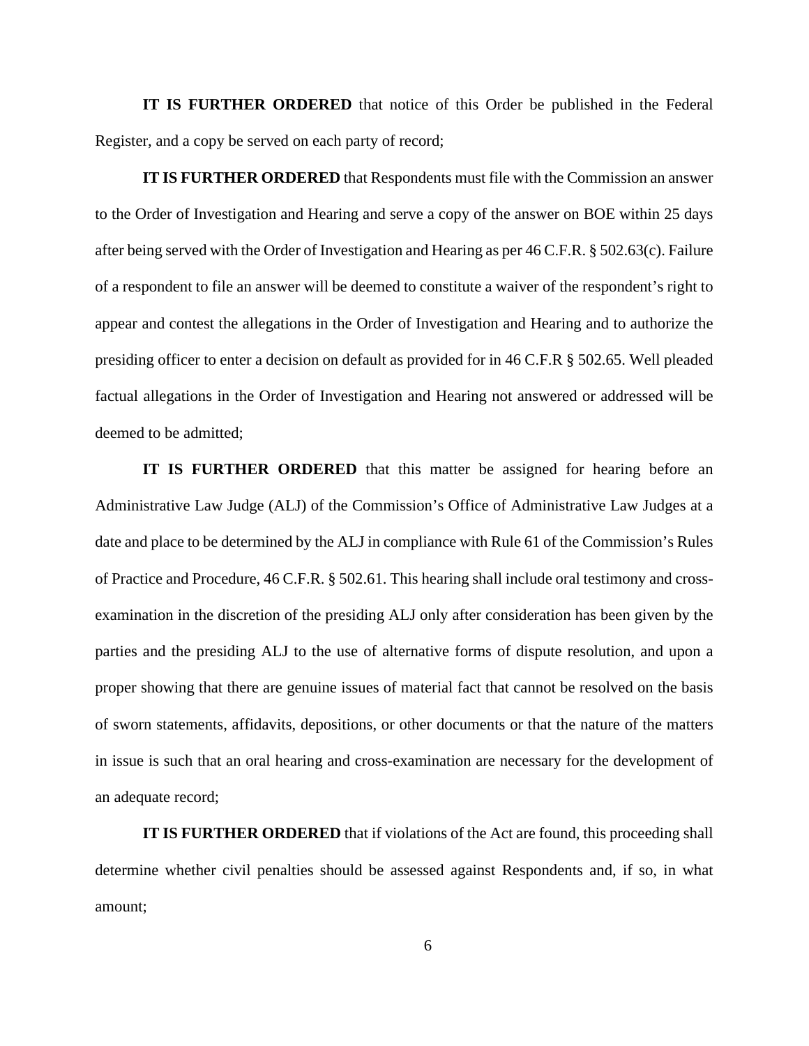**IT IS FURTHER ORDERED** that notice of this Order be published in the Federal Register, and a copy be served on each party of record;

**IT IS FURTHER ORDERED** that Respondents must file with the Commission an answer to the Order of Investigation and Hearing and serve a copy of the answer on BOE within 25 days after being served with the Order of Investigation and Hearing as per 46 C.F.R. § 502.63(c). Failure of a respondent to file an answer will be deemed to constitute a waiver of the respondent's right to appear and contest the allegations in the Order of Investigation and Hearing and to authorize the presiding officer to enter a decision on default as provided for in 46 C.F.R § 502.65. Well pleaded factual allegations in the Order of Investigation and Hearing not answered or addressed will be deemed to be admitted;

**IT IS FURTHER ORDERED** that this matter be assigned for hearing before an Administrative Law Judge (ALJ) of the Commission's Office of Administrative Law Judges at a date and place to be determined by the ALJ in compliance with Rule 61 of the Commission's Rules of Practice and Procedure, 46 C.F.R. § 502.61. This hearing shall include oral testimony and cross-examination in the discretion of the presiding ALJ only after consideration has been given by the parties and the presiding ALJ to the use of alternative forms of dispute resolution, and upon a proper showing that there are genuine issues of material fact that cannot be resolved on the basis of sworn statements, affidavits, depositions, or other documents or that the nature of the matters in issue is such that an oral hearing and cross-examination are necessary for the development of an adequate record;

**IT IS FURTHER ORDERED** that if violations of the Act are found, this proceeding shall determine whether civil penalties should be assessed against Respondents and, if so, in what amount;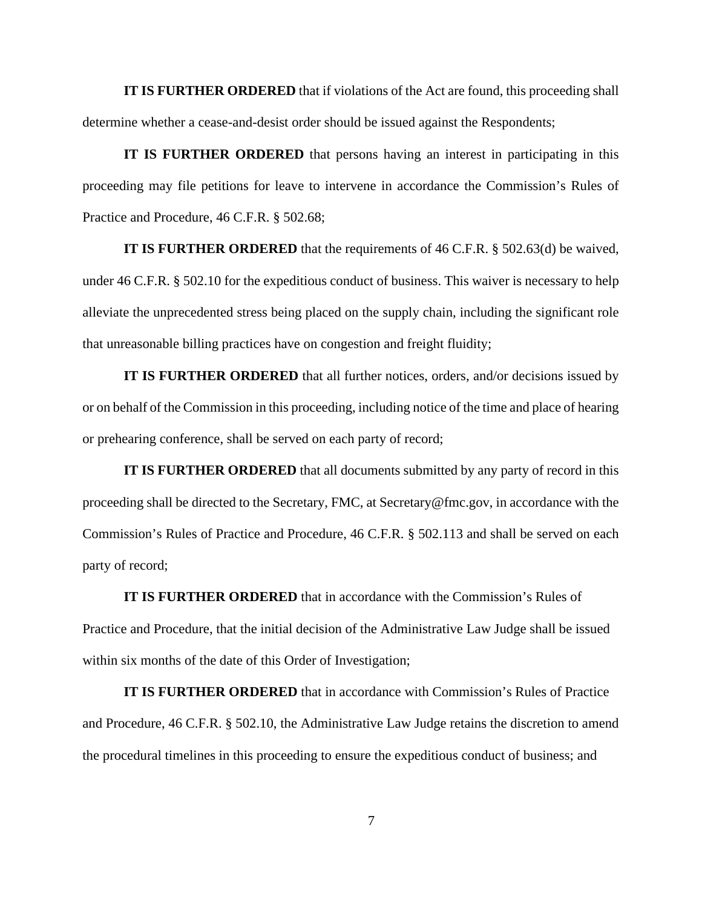**IT IS FURTHER ORDERED** that if violations of the Act are found, this proceeding shall determine whether a cease-and-desist order should be issued against the Respondents;

**IT IS FURTHER ORDERED** that persons having an interest in participating in this proceeding may file petitions for leave to intervene in accordance the Commission's Rules of Practice and Procedure, 46 C.F.R. § 502.68;

**IT IS FURTHER ORDERED** that the requirements of 46 C.F.R. § 502.63(d) be waived, under 46 C.F.R. § 502.10 for the expeditious conduct of business. This waiver is necessary to help alleviate the unprecedented stress being placed on the supply chain, including the significant role that unreasonable billing practices have on congestion and freight fluidity;

**IT IS FURTHER ORDERED** that all further notices, orders, and/or decisions issued by or on behalf of the Commission in this proceeding, including notice of the time and place of hearing or prehearing conference, shall be served on each party of record;

**IT IS FURTHER ORDERED** that all documents submitted by any party of record in this proceeding shall be directed to the Secretary, FMC, at Secretary@fmc.gov, in accordance with the Commission's Rules of Practice and Procedure, 46 C.F.R. § 502.113 and shall be served on each party of record;

**IT IS FURTHER ORDERED** that in accordance with the Commission's Rules of Practice and Procedure, that the initial decision of the Administrative Law Judge shall be issued within six months of the date of this Order of Investigation;

**IT IS FURTHER ORDERED** that in accordance with Commission's Rules of Practice and Procedure, 46 C.F.R. § 502.10, the Administrative Law Judge retains the discretion to amend the procedural timelines in this proceeding to ensure the expeditious conduct of business; and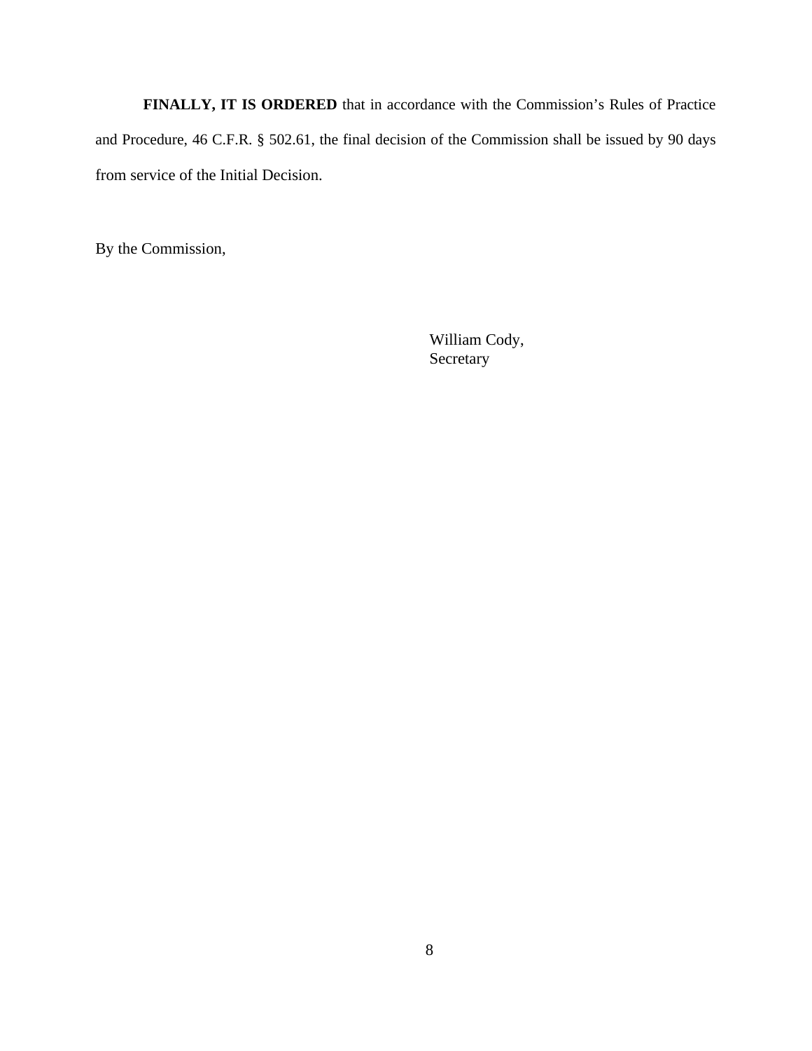**FINALLY, IT IS ORDERED** that in accordance with the Commission's Rules of Practice and Procedure, 46 C.F.R. § 502.61, the final decision of the Commission shall be issued by 90 days from service of the Initial Decision.

By the Commission,

William Cody,
Secretary